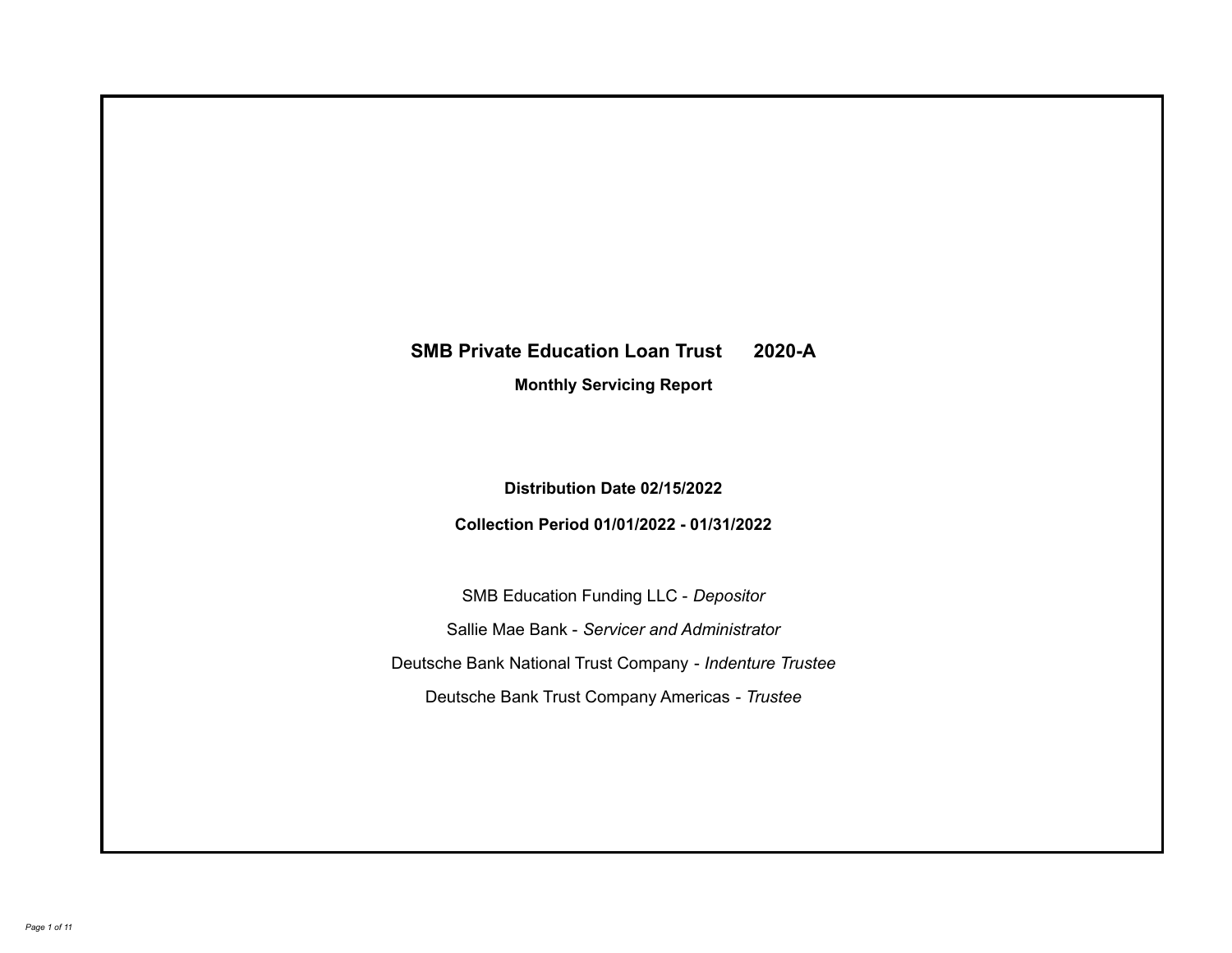# SMB Private Education Loan Trust 2020-A

**Monthly Servicing Report**

**Distribution Date 02/15/2022**

**Collection Period 01/01/2022 - 01/31/2022**

SMB Education Funding LLC - *Depositor*

Sallie Mae Bank - *Servicer and Administrator*

Deutsche Bank National Trust Company - *Indenture Trustee*

Deutsche Bank Trust Company Americas - *Trustee*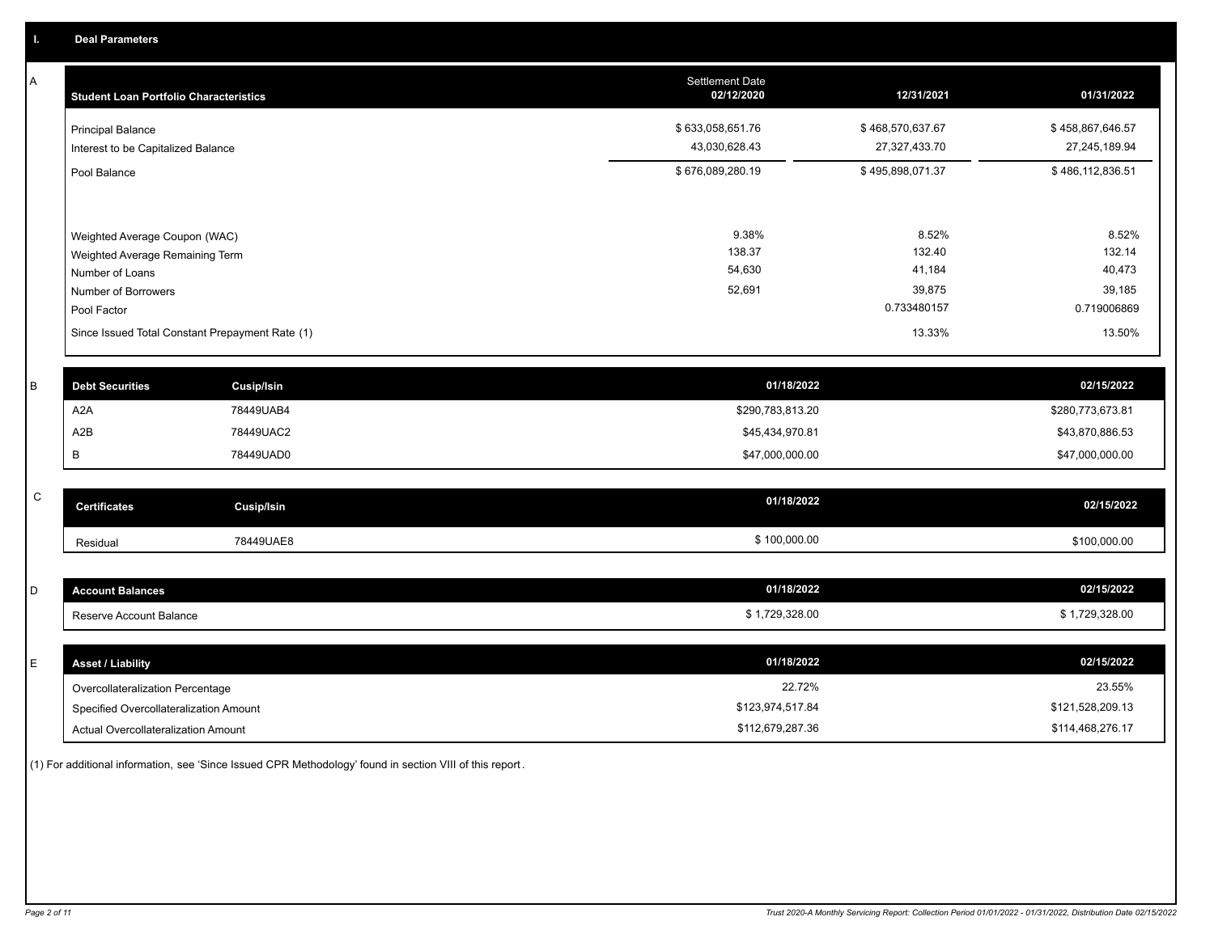## I. Deal Parameters

### A

| Student Loan Portfolio Characteristics | Settlement Date 02/12/2020 | 12/31/2021 | 01/31/2022 |
|---|---|---|---|
| Principal Balance | $ 633,058,651.76 | $ 468,570,637.67 | $ 458,867,646.57 |
| Interest to be Capitalized Balance | 43,030,628.43 | 27,327,433.70 | 27,245,189.94 |
| Pool Balance | $ 676,089,280.19 | $ 495,898,071.37 | $ 486,112,836.51 |
| Weighted Average Coupon (WAC) | 9.38% | 8.52% | 8.52% |
| Weighted Average Remaining Term | 138.37 | 132.40 | 132.14 |
| Number of Loans | 54,630 | 41,184 | 40,473 |
| Number of Borrowers | 52,691 | 39,875 | 39,185 |
| Pool Factor | | 0.733480157 | 0.719006869 |
| Since Issued Total Constant Prepayment Rate (1) | | 13.33% | 13.50% |

### B

| Debt Securities | Cusip/Isin | 01/18/2022 | 02/15/2022 |
|---|---|---|---|
| A2A | 78449UAB4 | $290,783,813.20 | $280,773,673.81 |
| A2B | 78449UAC2 | $45,434,970.81 | $43,870,886.53 |
| B | 78449UAD0 | $47,000,000.00 | $47,000,000.00 |

### C

| Certificates | Cusip/Isin | 01/18/2022 | 02/15/2022 |
|---|---|---|---|
| Residual | 78449UAE8 | $ 100,000.00 | $100,000.00 |

### D

| Account Balances | 01/18/2022 | 02/15/2022 |
|---|---|---|
| Reserve Account Balance | $ 1,729,328.00 | $ 1,729,328.00 |

### E

| Asset / Liability | 01/18/2022 | 02/15/2022 |
|---|---|---|
| Overcollateralization Percentage | 22.72% | 23.55% |
| Specified Overcollateralization Amount | $123,974,517.84 | $121,528,209.13 |
| Actual Overcollateralization Amount | $112,679,287.36 | $114,468,276.17 |

(1) For additional information, see 'Since Issued CPR Methodology' found in section VIII of this report.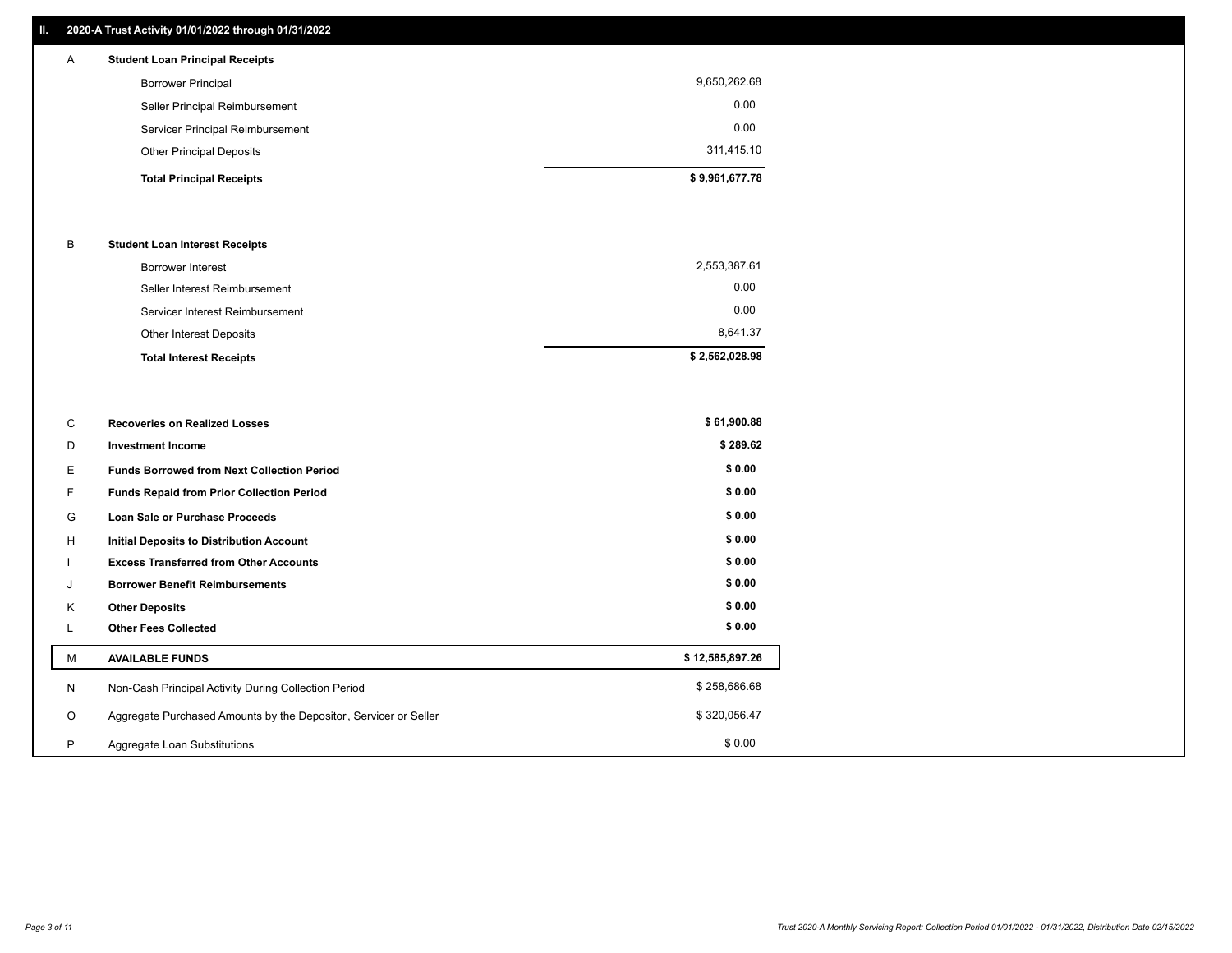## II. 2020-A Trust Activity 01/01/2022 through 01/31/2022

| | | |
|---|---|---|
| A | **Student Loan Principal Receipts** | |
| | Borrower Principal | 9,650,262.68 |
| | Seller Principal Reimbursement | 0.00 |
| | Servicer Principal Reimbursement | 0.00 |
| | Other Principal Deposits | 311,415.10 |
| | **Total Principal Receipts** | **$ 9,961,677.78** |
| B | **Student Loan Interest Receipts** | |
| | Borrower Interest | 2,553,387.61 |
| | Seller Interest Reimbursement | 0.00 |
| | Servicer Interest Reimbursement | 0.00 |
| | Other Interest Deposits | 8,641.37 |
| | **Total Interest Receipts** | **$ 2,562,028.98** |
| C | **Recoveries on Realized Losses** | **$ 61,900.88** |
| D | **Investment Income** | **$ 289.62** |
| E | **Funds Borrowed from Next Collection Period** | **$ 0.00** |
| F | **Funds Repaid from Prior Collection Period** | **$ 0.00** |
| G | **Loan Sale or Purchase Proceeds** | **$ 0.00** |
| H | **Initial Deposits to Distribution Account** | **$ 0.00** |
| I | **Excess Transferred from Other Accounts** | **$ 0.00** |
| J | **Borrower Benefit Reimbursements** | **$ 0.00** |
| K | **Other Deposits** | **$ 0.00** |
| L | **Other Fees Collected** | **$ 0.00** |
| M | **AVAILABLE FUNDS** | **$ 12,585,897.26** |
| N | Non-Cash Principal Activity During Collection Period | $ 258,686.68 |
| O | Aggregate Purchased Amounts by the Depositor, Servicer or Seller | $ 320,056.47 |
| P | Aggregate Loan Substitutions | $ 0.00 |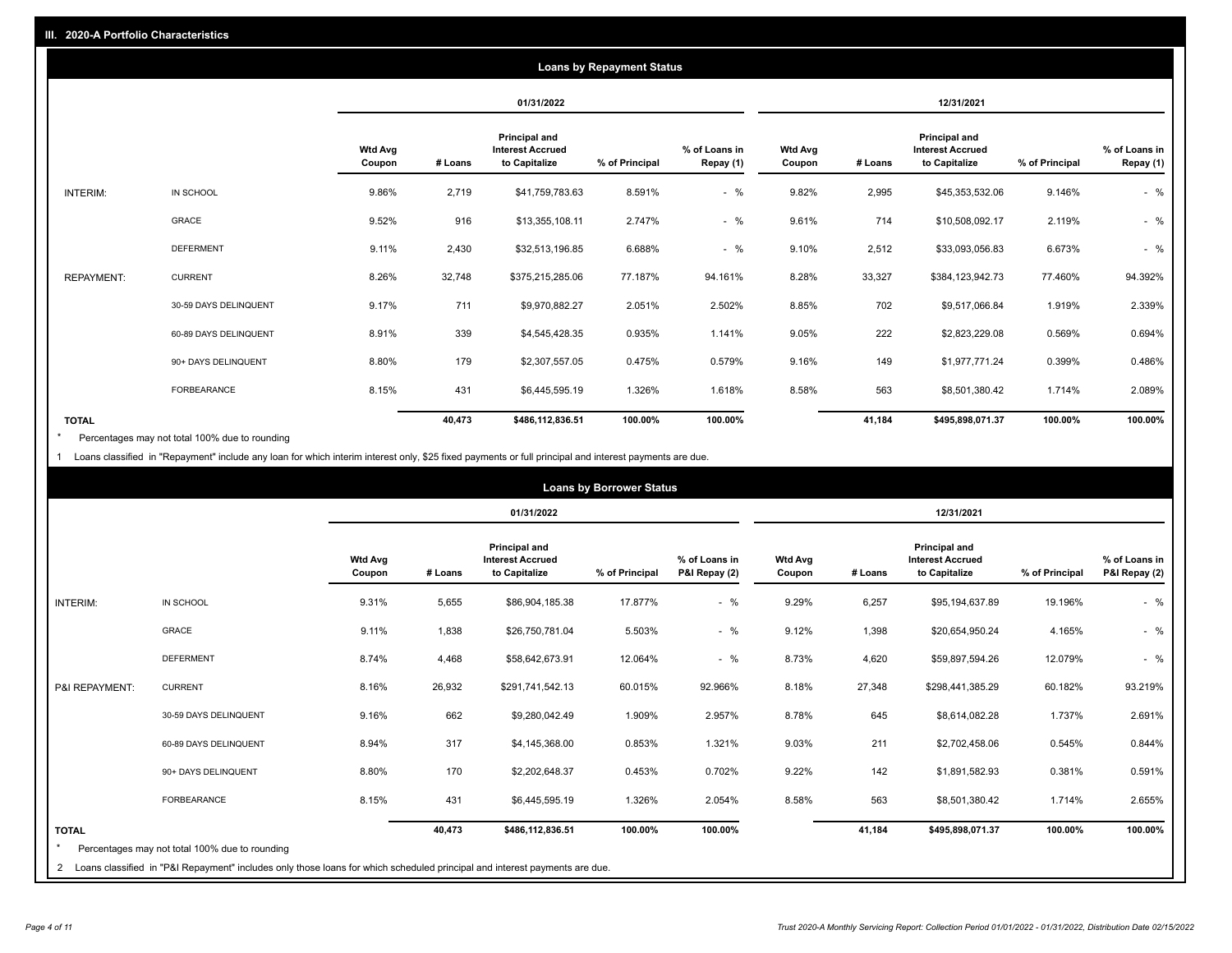## III. 2020-A Portfolio Characteristics

### Loans by Repayment Status

| | | 01/31/2022 | | | | | 12/31/2021 | | | | |
|---|---|---|---|---|---|---|---|---|---|---|---|
| | | Wtd Avg Coupon | # Loans | Principal and Interest Accrued to Capitalize | % of Principal | % of Loans in Repay (1) | Wtd Avg Coupon | # Loans | Principal and Interest Accrued to Capitalize | % of Principal | % of Loans in Repay (1) |
| INTERIM: | IN SCHOOL | 9.86% | 2,719 | $41,759,783.63 | 8.591% | - % | 9.82% | 2,995 | $45,353,532.06 | 9.146% | - % |
| | GRACE | 9.52% | 916 | $13,355,108.11 | 2.747% | - % | 9.61% | 714 | $10,508,092.17 | 2.119% | - % |
| | DEFERMENT | 9.11% | 2,430 | $32,513,196.85 | 6.688% | - % | 9.10% | 2,512 | $33,093,056.83 | 6.673% | - % |
| REPAYMENT: | CURRENT | 8.26% | 32,748 | $375,215,285.06 | 77.187% | 94.161% | 8.28% | 33,327 | $384,123,942.73 | 77.460% | 94.392% |
| | 30-59 DAYS DELINQUENT | 9.17% | 711 | $9,970,882.27 | 2.051% | 2.502% | 8.85% | 702 | $9,517,066.84 | 1.919% | 2.339% |
| | 60-89 DAYS DELINQUENT | 8.91% | 339 | $4,545,428.35 | 0.935% | 1.141% | 9.05% | 222 | $2,823,229.08 | 0.569% | 0.694% |
| | 90+ DAYS DELINQUENT | 8.80% | 179 | $2,307,557.05 | 0.475% | 0.579% | 9.16% | 149 | $1,977,771.24 | 0.399% | 0.486% |
| | FORBEARANCE | 8.15% | 431 | $6,445,595.19 | 1.326% | 1.618% | 8.58% | 563 | $8,501,380.42 | 1.714% | 2.089% |
| TOTAL | | | 40,473 | $486,112,836.51 | 100.00% | 100.00% | | 41,184 | $495,898,071.37 | 100.00% | 100.00% |

* Percentages may not total 100% due to rounding

1 Loans classified in "Repayment" include any loan for which interim interest only, $25 fixed payments or full principal and interest payments are due.

### Loans by Borrower Status

| | | 01/31/2022 | | | | | 12/31/2021 | | | | |
|---|---|---|---|---|---|---|---|---|---|---|---|
| | | Wtd Avg Coupon | # Loans | Principal and Interest Accrued to Capitalize | % of Principal | % of Loans in P&I Repay (2) | Wtd Avg Coupon | # Loans | Principal and Interest Accrued to Capitalize | % of Principal | % of Loans in P&I Repay (2) |
| INTERIM: | IN SCHOOL | 9.31% | 5,655 | $86,904,185.38 | 17.877% | - % | 9.29% | 6,257 | $95,194,637.89 | 19.196% | - % |
| | GRACE | 9.11% | 1,838 | $26,750,781.04 | 5.503% | - % | 9.12% | 1,398 | $20,654,950.24 | 4.165% | - % |
| | DEFERMENT | 8.74% | 4,468 | $58,642,673.91 | 12.064% | - % | 8.73% | 4,620 | $59,897,594.26 | 12.079% | - % |
| P&I REPAYMENT: | CURRENT | 8.16% | 26,932 | $291,741,542.13 | 60.015% | 92.966% | 8.18% | 27,348 | $298,441,385.29 | 60.182% | 93.219% |
| | 30-59 DAYS DELINQUENT | 9.16% | 662 | $9,280,042.49 | 1.909% | 2.957% | 8.78% | 645 | $8,614,082.28 | 1.737% | 2.691% |
| | 60-89 DAYS DELINQUENT | 8.94% | 317 | $4,145,368.00 | 0.853% | 1.321% | 9.03% | 211 | $2,702,458.06 | 0.545% | 0.844% |
| | 90+ DAYS DELINQUENT | 8.80% | 170 | $2,202,648.37 | 0.453% | 0.702% | 9.22% | 142 | $1,891,582.93 | 0.381% | 0.591% |
| | FORBEARANCE | 8.15% | 431 | $6,445,595.19 | 1.326% | 2.054% | 8.58% | 563 | $8,501,380.42 | 1.714% | 2.655% |
| TOTAL | | | 40,473 | $486,112,836.51 | 100.00% | 100.00% | | 41,184 | $495,898,071.37 | 100.00% | 100.00% |

* Percentages may not total 100% due to rounding

2 Loans classified in "P&I Repayment" includes only those loans for which scheduled principal and interest payments are due.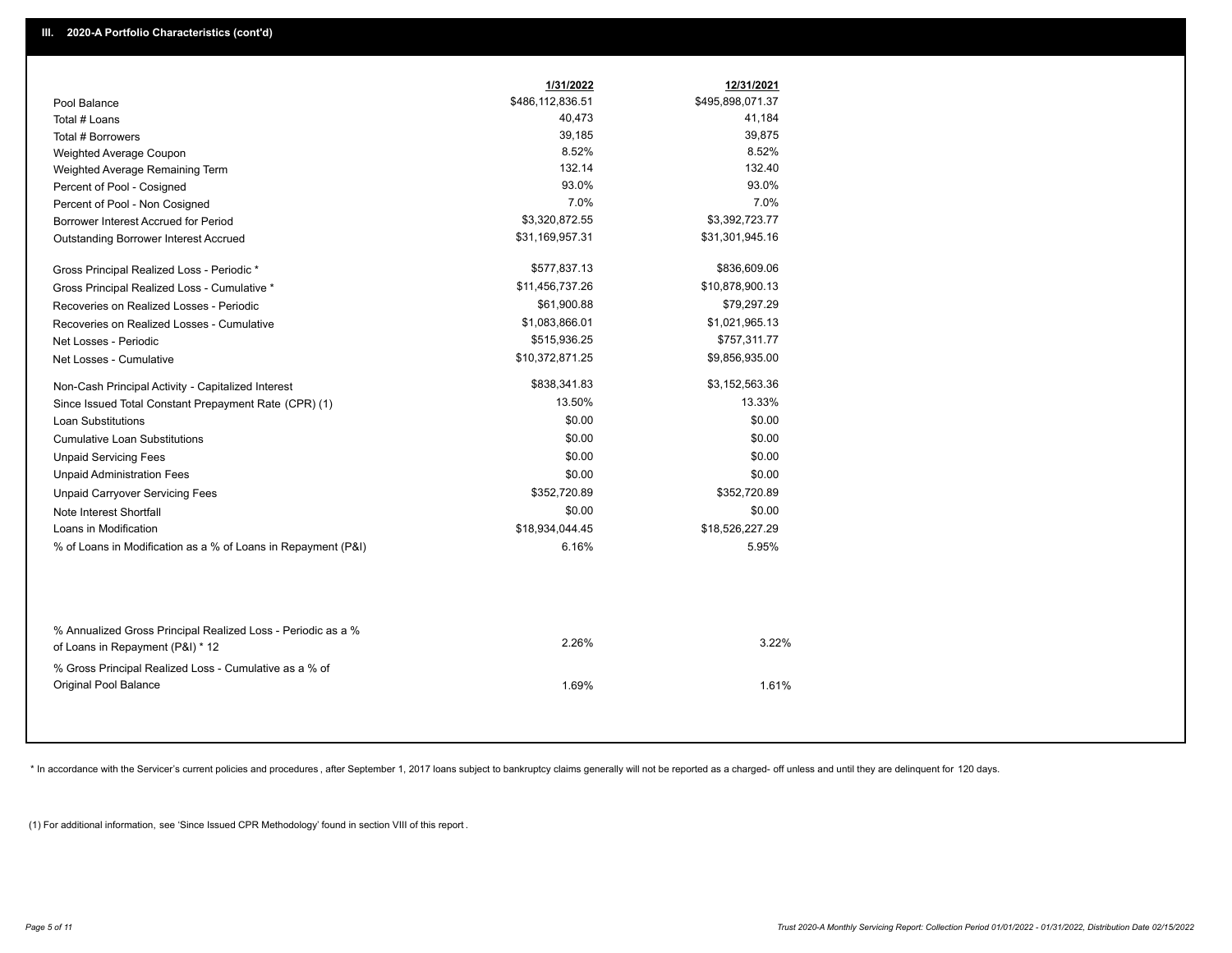## III. 2020-A Portfolio Characteristics (cont'd)

| | 1/31/2022 | 12/31/2021 |
|---|---|---|
| Pool Balance | $486,112,836.51 | $495,898,071.37 |
| Total # Loans | 40,473 | 41,184 |
| Total # Borrowers | 39,185 | 39,875 |
| Weighted Average Coupon | 8.52% | 8.52% |
| Weighted Average Remaining Term | 132.14 | 132.40 |
| Percent of Pool - Cosigned | 93.0% | 93.0% |
| Percent of Pool - Non Cosigned | 7.0% | 7.0% |
| Borrower Interest Accrued for Period | $3,320,872.55 | $3,392,723.77 |
| Outstanding Borrower Interest Accrued | $31,169,957.31 | $31,301,945.16 |
| Gross Principal Realized Loss - Periodic * | $577,837.13 | $836,609.06 |
| Gross Principal Realized Loss - Cumulative * | $11,456,737.26 | $10,878,900.13 |
| Recoveries on Realized Losses - Periodic | $61,900.88 | $79,297.29 |
| Recoveries on Realized Losses - Cumulative | $1,083,866.01 | $1,021,965.13 |
| Net Losses - Periodic | $515,936.25 | $757,311.77 |
| Net Losses - Cumulative | $10,372,871.25 | $9,856,935.00 |
| Non-Cash Principal Activity - Capitalized Interest | $838,341.83 | $3,152,563.36 |
| Since Issued Total Constant Prepayment Rate (CPR) (1) | 13.50% | 13.33% |
| Loan Substitutions | $0.00 | $0.00 |
| Cumulative Loan Substitutions | $0.00 | $0.00 |
| Unpaid Servicing Fees | $0.00 | $0.00 |
| Unpaid Administration Fees | $0.00 | $0.00 |
| Unpaid Carryover Servicing Fees | $352,720.89 | $352,720.89 |
| Note Interest Shortfall | $0.00 | $0.00 |
| Loans in Modification | $18,934,044.45 | $18,526,227.29 |
| % of Loans in Modification as a % of Loans in Repayment (P&I) | 6.16% | 5.95% |
| % Annualized Gross Principal Realized Loss - Periodic as a % of Loans in Repayment (P&I) * 12 | 2.26% | 3.22% |
| % Gross Principal Realized Loss - Cumulative as a % of Original Pool Balance | 1.69% | 1.61% |

* In accordance with the Servicer's current policies and procedures , after September 1, 2017 loans subject to bankruptcy claims generally will not be reported as a charged- off unless and until they are delinquent for 120 days.

(1) For additional information, see 'Since Issued CPR Methodology' found in section VIII of this report .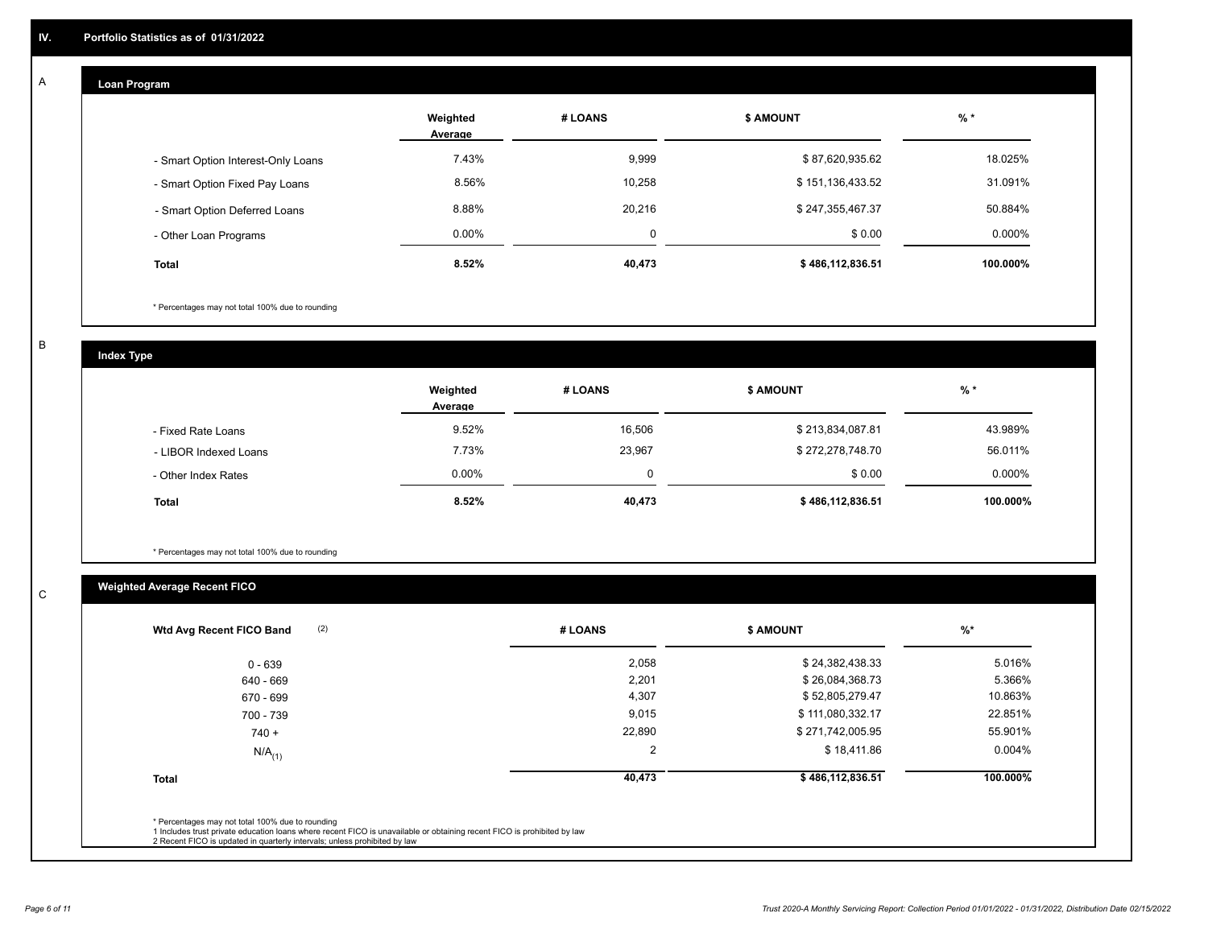## IV. Portfolio Statistics as of 01/31/2022

### A. Loan Program

| | Weighted Average | # LOANS | $ AMOUNT | % * |
|---|---|---|---|---|
| - Smart Option Interest-Only Loans | 7.43% | 9,999 | $ 87,620,935.62 | 18.025% |
| - Smart Option Fixed Pay Loans | 8.56% | 10,258 | $ 151,136,433.52 | 31.091% |
| - Smart Option Deferred Loans | 8.88% | 20,216 | $ 247,355,467.37 | 50.884% |
| - Other Loan Programs | 0.00% | 0 | $ 0.00 | 0.000% |
| **Total** | **8.52%** | **40,473** | **$ 486,112,836.51** | **100.000%** |

* Percentages may not total 100% due to rounding

### B. Index Type

| | Weighted Average | # LOANS | $ AMOUNT | % * |
|---|---|---|---|---|
| - Fixed Rate Loans | 9.52% | 16,506 | $ 213,834,087.81 | 43.989% |
| - LIBOR Indexed Loans | 7.73% | 23,967 | $ 272,278,748.70 | 56.011% |
| - Other Index Rates | 0.00% | 0 | $ 0.00 | 0.000% |
| **Total** | **8.52%** | **40,473** | **$ 486,112,836.51** | **100.000%** |

* Percentages may not total 100% due to rounding

### C. Weighted Average Recent FICO

| Wtd Avg Recent FICO Band (2) | # LOANS | $ AMOUNT | %* |
|---|---|---|---|
| 0 - 639 | 2,058 | $ 24,382,438.33 | 5.016% |
| 640 - 669 | 2,201 | $ 26,084,368.73 | 5.366% |
| 670 - 699 | 4,307 | $ 52,805,279.47 | 10.863% |
| 700 - 739 | 9,015 | $ 111,080,332.17 | 22.851% |
| 740 + | 22,890 | $ 271,742,005.95 | 55.901% |
| N/A (1) | 2 | $ 18,411.86 | 0.004% |
| **Total** | **40,473** | **$ 486,112,836.51** | **100.000%** |

* Percentages may not total 100% due to rounding
1 Includes trust private education loans where recent FICO is unavailable or obtaining recent FICO is prohibited by law
2 Recent FICO is updated in quarterly intervals; unless prohibited by law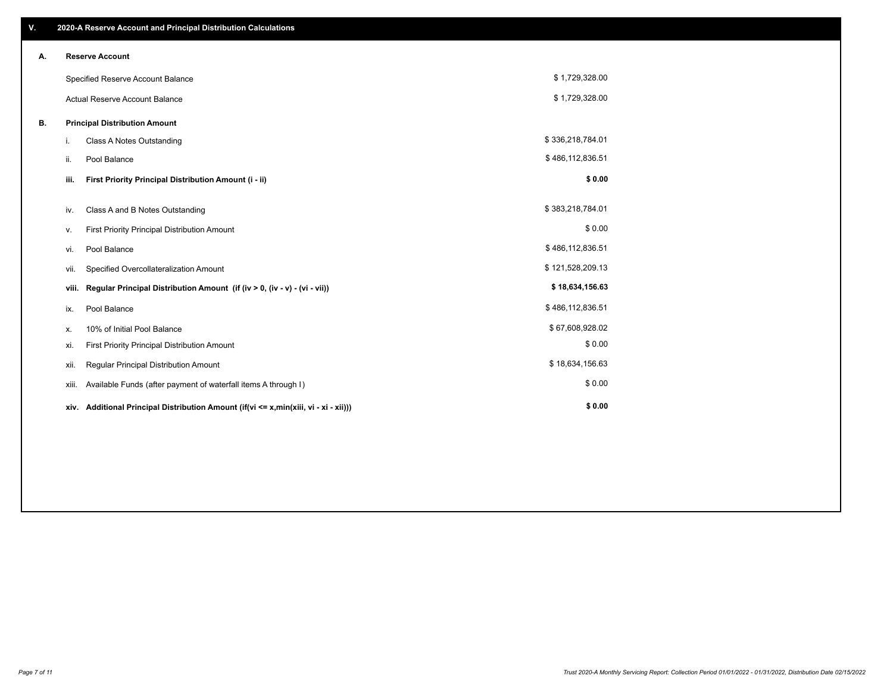## V. 2020-A Reserve Account and Principal Distribution Calculations

### A. Reserve Account

| | |
|---|---|
| Specified Reserve Account Balance | $ 1,729,328.00 |
| Actual Reserve Account Balance | $ 1,729,328.00 |

### B. Principal Distribution Amount

| | | |
|---|---|---|
| i. | Class A Notes Outstanding | $ 336,218,784.01 |
| ii. | Pool Balance | $ 486,112,836.51 |
| **iii.** | **First Priority Principal Distribution Amount (i - ii)** | **$ 0.00** |
| iv. | Class A and B Notes Outstanding | $ 383,218,784.01 |
| v. | First Priority Principal Distribution Amount | $ 0.00 |
| vi. | Pool Balance | $ 486,112,836.51 |
| vii. | Specified Overcollateralization Amount | $ 121,528,209.13 |
| **viii.** | **Regular Principal Distribution Amount (if (iv > 0, (iv - v) - (vi - vii))** | **$ 18,634,156.63** |
| ix. | Pool Balance | $ 486,112,836.51 |
| x. | 10% of Initial Pool Balance | $ 67,608,928.02 |
| xi. | First Priority Principal Distribution Amount | $ 0.00 |
| xii. | Regular Principal Distribution Amount | $ 18,634,156.63 |
| xiii. | Available Funds (after payment of waterfall items A through I) | $ 0.00 |
| **xiv.** | **Additional Principal Distribution Amount (if(vi <= x,min(xiii, vi - xi - xii)))** | **$ 0.00** |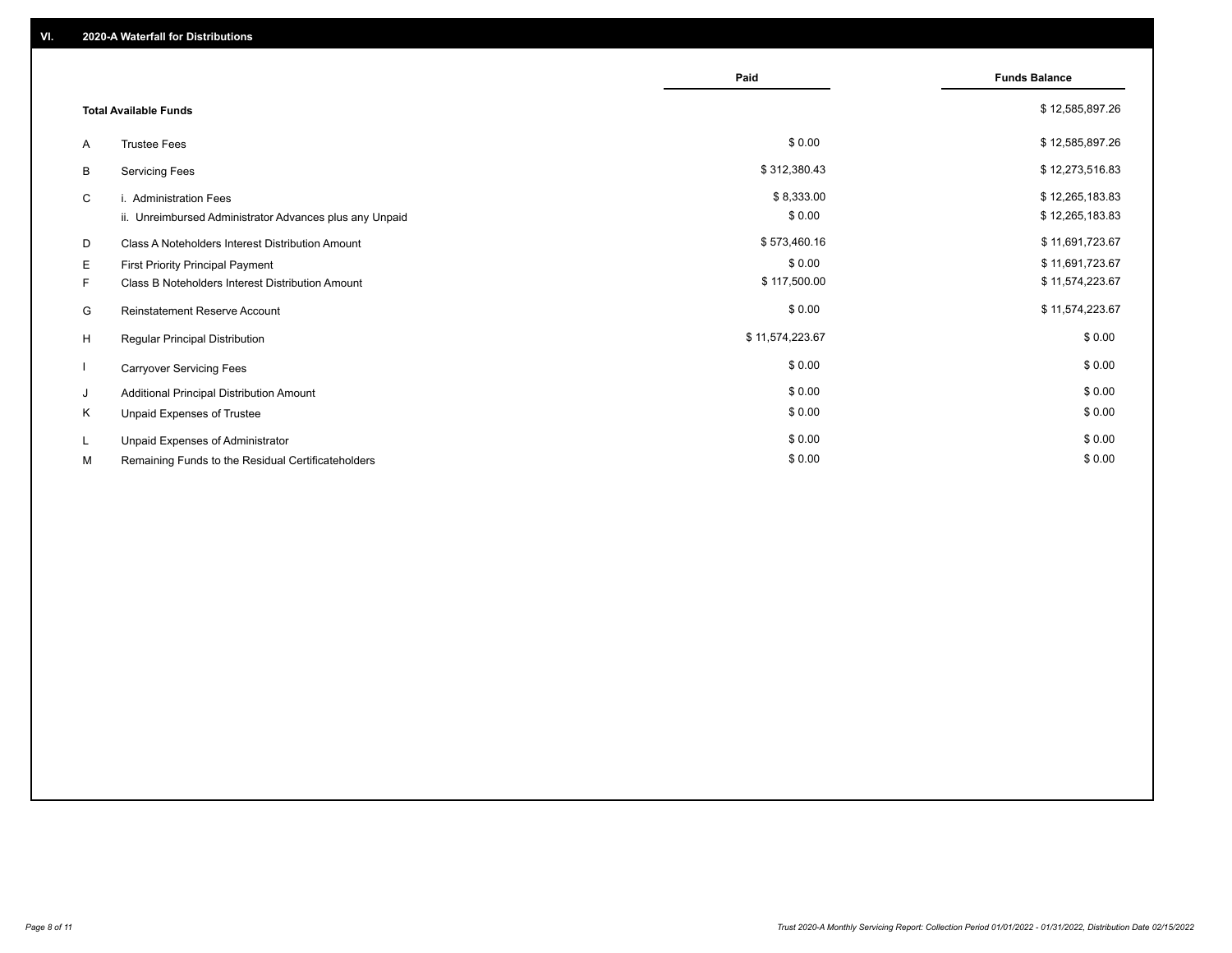## VI. 2020-A Waterfall for Distributions

| | | Paid | Funds Balance |
|---|---|---|---|
| | **Total Available Funds** | | $ 12,585,897.26 |
| A | Trustee Fees | $ 0.00 | $ 12,585,897.26 |
| B | Servicing Fees | $ 312,380.43 | $ 12,273,516.83 |
| C | i. Administration Fees | $ 8,333.00 | $ 12,265,183.83 |
| | ii. Unreimbursed Administrator Advances plus any Unpaid | $ 0.00 | $ 12,265,183.83 |
| D | Class A Noteholders Interest Distribution Amount | $ 573,460.16 | $ 11,691,723.67 |
| E | First Priority Principal Payment | $ 0.00 | $ 11,691,723.67 |
| F | Class B Noteholders Interest Distribution Amount | $ 117,500.00 | $ 11,574,223.67 |
| G | Reinstatement Reserve Account | $ 0.00 | $ 11,574,223.67 |
| H | Regular Principal Distribution | $ 11,574,223.67 | $ 0.00 |
| I | Carryover Servicing Fees | $ 0.00 | $ 0.00 |
| J | Additional Principal Distribution Amount | $ 0.00 | $ 0.00 |
| K | Unpaid Expenses of Trustee | $ 0.00 | $ 0.00 |
| L | Unpaid Expenses of Administrator | $ 0.00 | $ 0.00 |
| M | Remaining Funds to the Residual Certificateholders | $ 0.00 | $ 0.00 |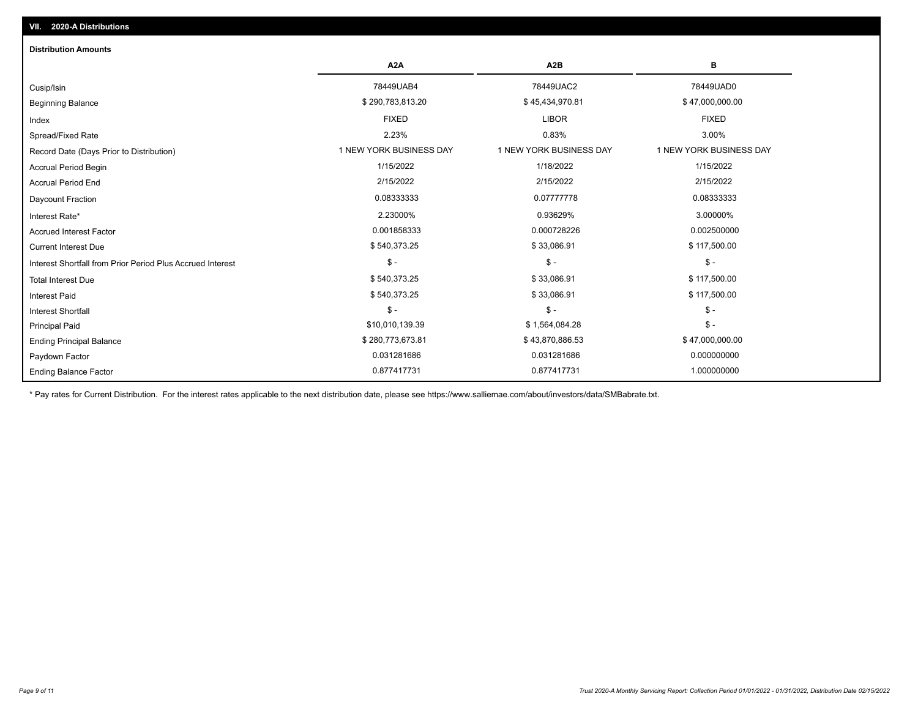## VII. 2020-A Distributions

### Distribution Amounts

| | A2A | A2B | B |
|---|---|---|---|
| Cusip/Isin | 78449UAB4 | 78449UAC2 | 78449UAD0 |
| Beginning Balance | $ 290,783,813.20 | $ 45,434,970.81 | $ 47,000,000.00 |
| Index | FIXED | LIBOR | FIXED |
| Spread/Fixed Rate | 2.23% | 0.83% | 3.00% |
| Record Date (Days Prior to Distribution) | 1 NEW YORK BUSINESS DAY | 1 NEW YORK BUSINESS DAY | 1 NEW YORK BUSINESS DAY |
| Accrual Period Begin | 1/15/2022 | 1/18/2022 | 1/15/2022 |
| Accrual Period End | 2/15/2022 | 2/15/2022 | 2/15/2022 |
| Daycount Fraction | 0.08333333 | 0.07777778 | 0.08333333 |
| Interest Rate* | 2.23000% | 0.93629% | 3.00000% |
| Accrued Interest Factor | 0.001858333 | 0.000728226 | 0.002500000 |
| Current Interest Due | $ 540,373.25 | $ 33,086.91 | $ 117,500.00 |
| Interest Shortfall from Prior Period Plus Accrued Interest | $ - | $ - | $ - |
| Total Interest Due | $ 540,373.25 | $ 33,086.91 | $ 117,500.00 |
| Interest Paid | $ 540,373.25 | $ 33,086.91 | $ 117,500.00 |
| Interest Shortfall | $ - | $ - | $ - |
| Principal Paid | $10,010,139.39 | $ 1,564,084.28 | $ - |
| Ending Principal Balance | $ 280,773,673.81 | $ 43,870,886.53 | $ 47,000,000.00 |
| Paydown Factor | 0.031281686 | 0.031281686 | 0.000000000 |
| Ending Balance Factor | 0.877417731 | 0.877417731 | 1.000000000 |

* Pay rates for Current Distribution. For the interest rates applicable to the next distribution date, please see https://www.salliemae.com/about/investors/data/SMBabrate.txt.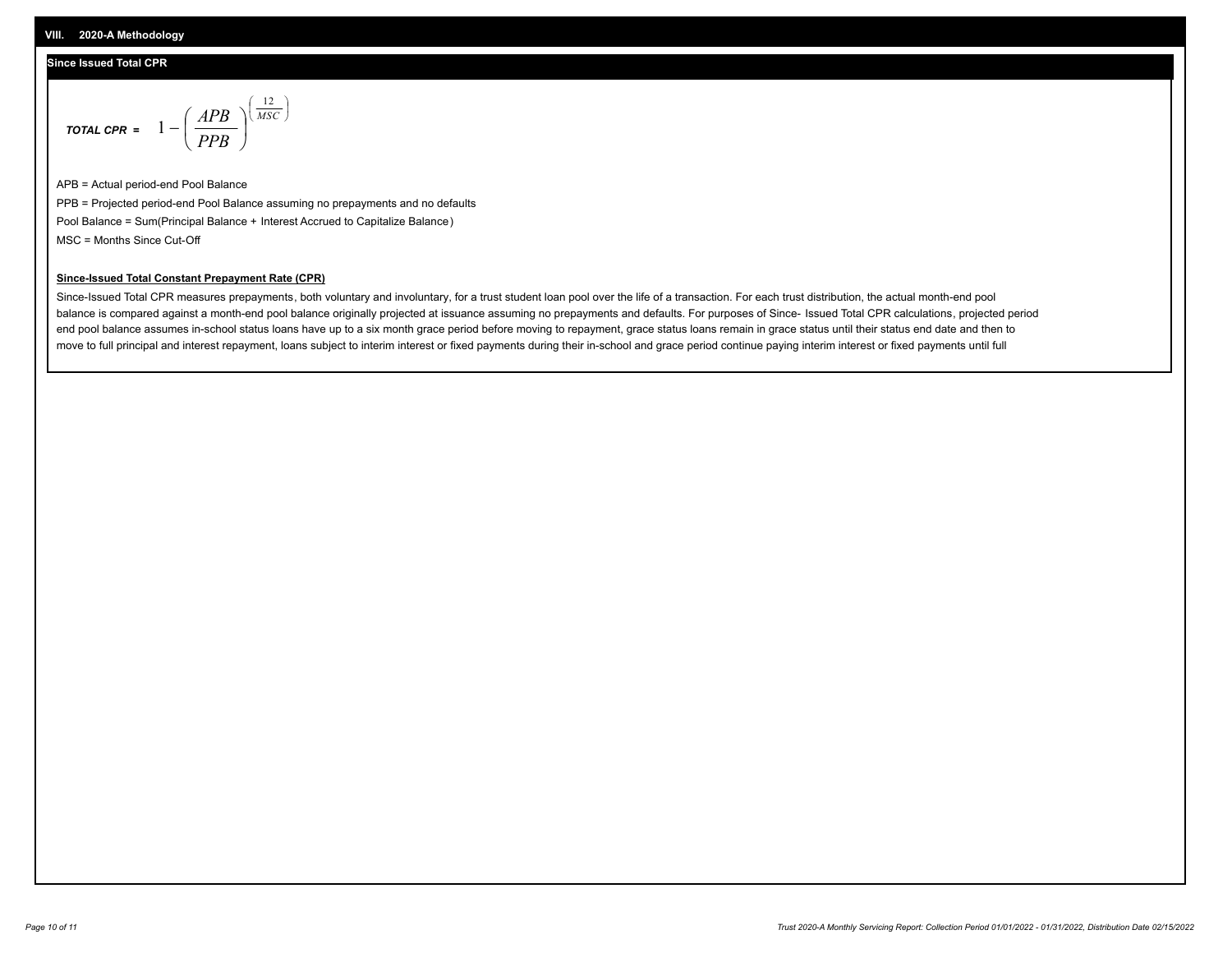## VIII. 2020-A Methodology

### Since Issued Total CPR

$$\textit{TOTAL CPR} = 1 - \left( \frac{APB}{PPB} \right)^{\left( \frac{12}{MSC} \right)}$$

APB = Actual period-end Pool Balance

PPB = Projected period-end Pool Balance assuming no prepayments and no defaults

Pool Balance = Sum(Principal Balance + Interest Accrued to Capitalize Balance)

MSC = Months Since Cut-Off

**Since-Issued Total Constant Prepayment Rate (CPR)**

Since-Issued Total CPR measures prepayments, both voluntary and involuntary, for a trust student loan pool over the life of a transaction. For each trust distribution, the actual month-end pool balance is compared against a month-end pool balance originally projected at issuance assuming no prepayments and defaults. For purposes of Since- Issued Total CPR calculations, projected period end pool balance assumes in-school status loans have up to a six month grace period before moving to repayment, grace status loans remain in grace status until their status end date and then to move to full principal and interest repayment, loans subject to interim interest or fixed payments during their in-school and grace period continue paying interim interest or fixed payments until full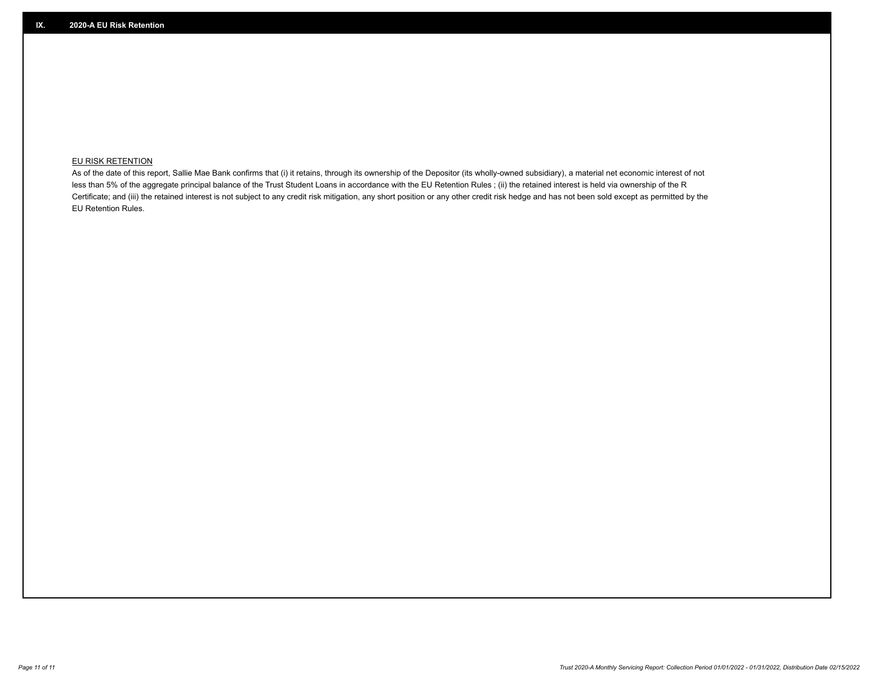## IX. 2020-A EU Risk Retention

EU RISK RETENTION

As of the date of this report, Sallie Mae Bank confirms that (i) it retains, through its ownership of the Depositor (its wholly-owned subsidiary), a material net economic interest of not less than 5% of the aggregate principal balance of the Trust Student Loans in accordance with the EU Retention Rules ; (ii) the retained interest is held via ownership of the R Certificate; and (iii) the retained interest is not subject to any credit risk mitigation, any short position or any other credit risk hedge and has not been sold except as permitted by the EU Retention Rules.